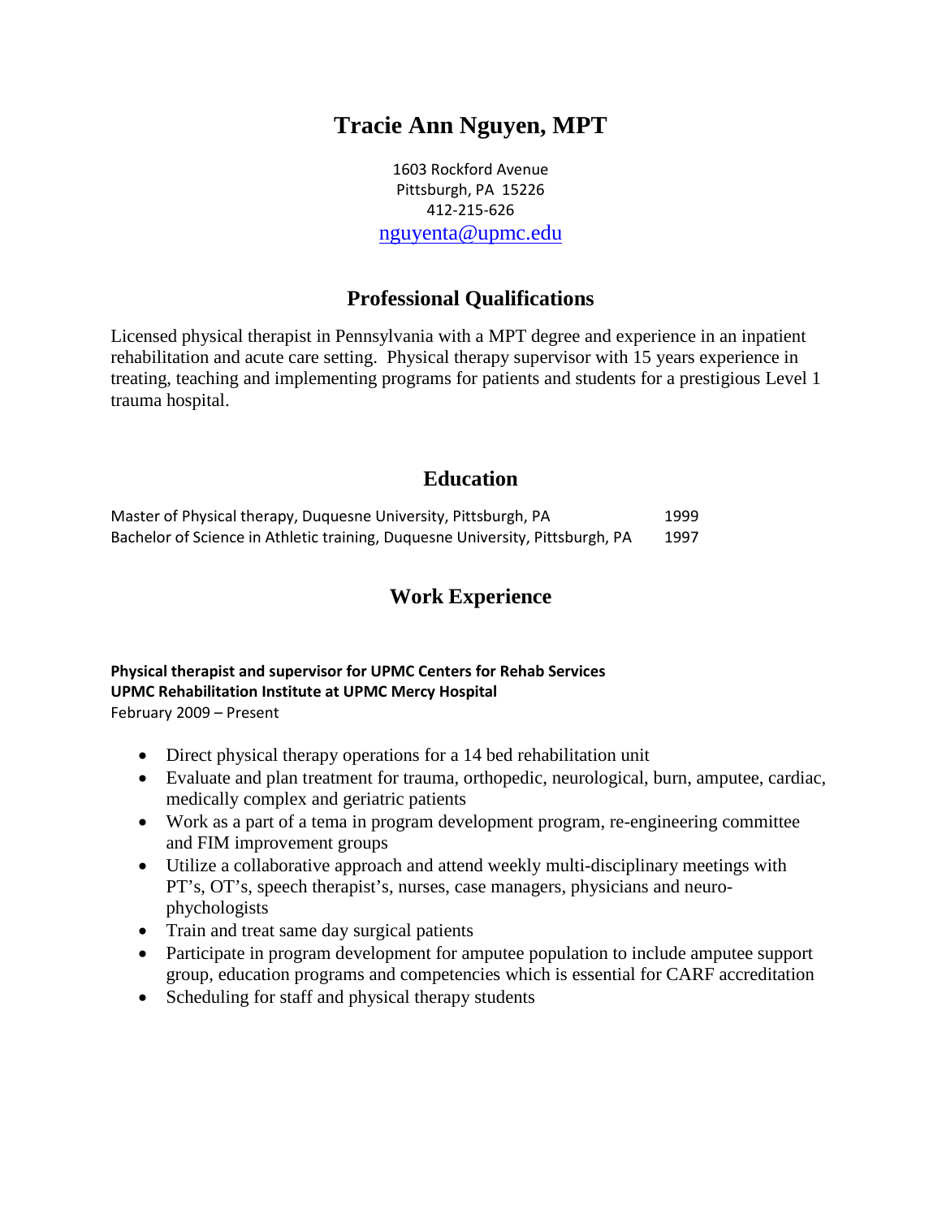# Tracie Ann Nguyen, MPT

1603 Rockford Avenue
Pittsburgh, PA 15226
412-215-626
nguyenta@upmc.edu

## Professional Qualifications

Licensed physical therapist in Pennsylvania with a MPT degree and experience in an inpatient rehabilitation and acute care setting. Physical therapy supervisor with 15 years experience in treating, teaching and implementing programs for patients and students for a prestigious Level 1 trauma hospital.

## Education

Master of Physical therapy, Duquesne University, Pittsburgh, PA 1999
Bachelor of Science in Athletic training, Duquesne University, Pittsburgh, PA 1997

## Work Experience

**Physical therapist and supervisor for UPMC Centers for Rehab Services**
**UPMC Rehabilitation Institute at UPMC Mercy Hospital**
February 2009 – Present

- Direct physical therapy operations for a 14 bed rehabilitation unit
- Evaluate and plan treatment for trauma, orthopedic, neurological, burn, amputee, cardiac, medically complex and geriatric patients
- Work as a part of a tema in program development program, re-engineering committee and FIM improvement groups
- Utilize a collaborative approach and attend weekly multi-disciplinary meetings with PT's, OT's, speech therapist's, nurses, case managers, physicians and neuro-phychologists
- Train and treat same day surgical patients
- Participate in program development for amputee population to include amputee support group, education programs and competencies which is essential for CARF accreditation
- Scheduling for staff and physical therapy students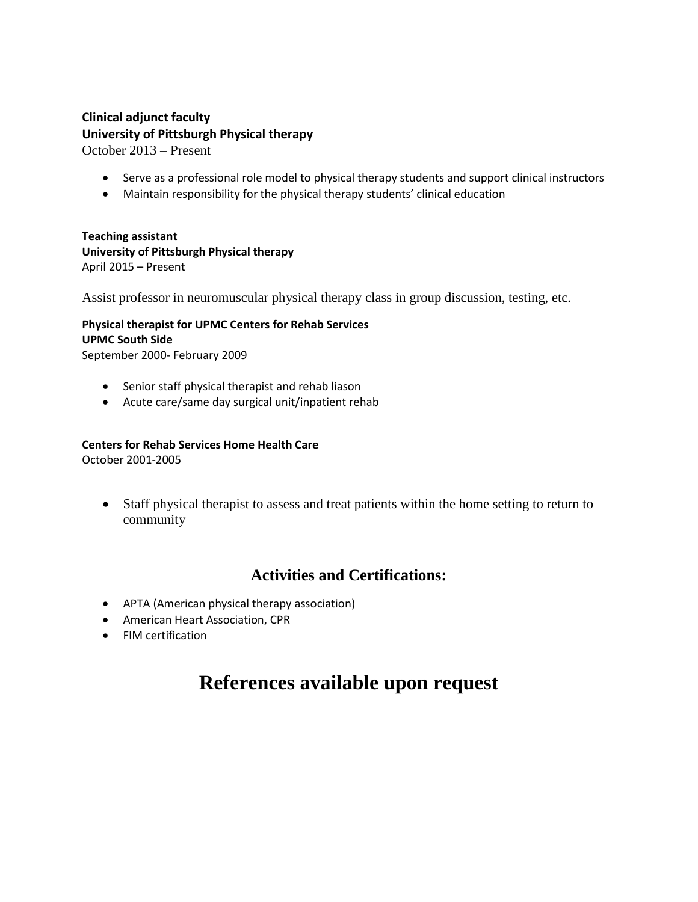**Clinical adjunct faculty**
**University of Pittsburgh Physical therapy**
October 2013 – Present

- Serve as a professional role model to physical therapy students and support clinical instructors
- Maintain responsibility for the physical therapy students' clinical education

**Teaching assistant**
**University of Pittsburgh Physical therapy**
April 2015 – Present

Assist professor in neuromuscular physical therapy class in group discussion, testing, etc.

**Physical therapist for UPMC Centers for Rehab Services**
**UPMC South Side**
September 2000- February 2009

- Senior staff physical therapist and rehab liason
- Acute care/same day surgical unit/inpatient rehab

**Centers for Rehab Services Home Health Care**
October 2001-2005

- Staff physical therapist to assess and treat patients within the home setting to return to community

## Activities and Certifications:

- APTA (American physical therapy association)
- American Heart Association, CPR
- FIM certification

# References available upon request